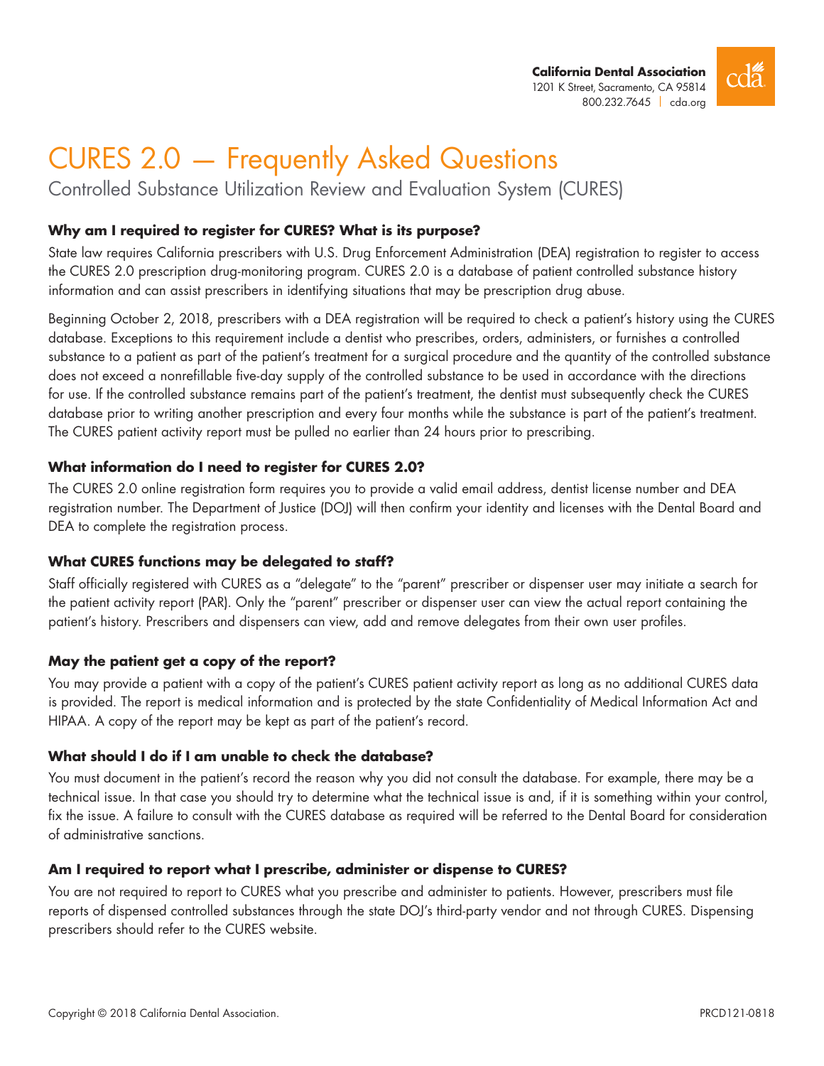**California Dental Association**
1201 K Street, Sacramento, CA 95814
800.232.7645 | cda.org

# CURES 2.0 — Frequently Asked Questions

## Controlled Substance Utilization Review and Evaluation System (CURES)

### Why am I required to register for CURES? What is its purpose?

State law requires California prescribers with U.S. Drug Enforcement Administration (DEA) registration to register to access the CURES 2.0 prescription drug-monitoring program. CURES 2.0 is a database of patient controlled substance history information and can assist prescribers in identifying situations that may be prescription drug abuse.

Beginning October 2, 2018, prescribers with a DEA registration will be required to check a patient's history using the CURES database. Exceptions to this requirement include a dentist who prescribes, orders, administers, or furnishes a controlled substance to a patient as part of the patient's treatment for a surgical procedure and the quantity of the controlled substance does not exceed a nonrefillable five-day supply of the controlled substance to be used in accordance with the directions for use. If the controlled substance remains part of the patient's treatment, the dentist must subsequently check the CURES database prior to writing another prescription and every four months while the substance is part of the patient's treatment. The CURES patient activity report must be pulled no earlier than 24 hours prior to prescribing.

### What information do I need to register for CURES 2.0?

The CURES 2.0 online registration form requires you to provide a valid email address, dentist license number and DEA registration number. The Department of Justice (DOJ) will then confirm your identity and licenses with the Dental Board and DEA to complete the registration process.

### What CURES functions may be delegated to staff?

Staff officially registered with CURES as a "delegate" to the "parent" prescriber or dispenser user may initiate a search for the patient activity report (PAR). Only the "parent" prescriber or dispenser user can view the actual report containing the patient's history. Prescribers and dispensers can view, add and remove delegates from their own user profiles.

### May the patient get a copy of the report?

You may provide a patient with a copy of the patient's CURES patient activity report as long as no additional CURES data is provided. The report is medical information and is protected by the state Confidentiality of Medical Information Act and HIPAA. A copy of the report may be kept as part of the patient's record.

### What should I do if I am unable to check the database?

You must document in the patient's record the reason why you did not consult the database. For example, there may be a technical issue. In that case you should try to determine what the technical issue is and, if it is something within your control, fix the issue. A failure to consult with the CURES database as required will be referred to the Dental Board for consideration of administrative sanctions.

### Am I required to report what I prescribe, administer or dispense to CURES?

You are not required to report to CURES what you prescribe and administer to patients. However, prescribers must file reports of dispensed controlled substances through the state DOJ's third-party vendor and not through CURES. Dispensing prescribers should refer to the CURES website.

Copyright © 2018 California Dental Association. PRCD121-0818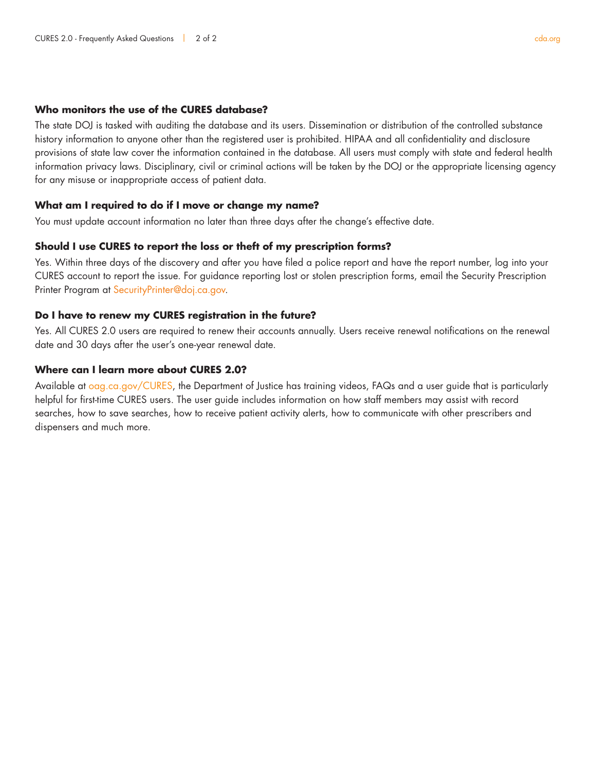**Who monitors the use of the CURES database?**

The state DOJ is tasked with auditing the database and its users. Dissemination or distribution of the controlled substance history information to anyone other than the registered user is prohibited. HIPAA and all confidentiality and disclosure provisions of state law cover the information contained in the database. All users must comply with state and federal health information privacy laws. Disciplinary, civil or criminal actions will be taken by the DOJ or the appropriate licensing agency for any misuse or inappropriate access of patient data.

**What am I required to do if I move or change my name?**

You must update account information no later than three days after the change's effective date.

**Should I use CURES to report the loss or theft of my prescription forms?**

Yes. Within three days of the discovery and after you have filed a police report and have the report number, log into your CURES account to report the issue. For guidance reporting lost or stolen prescription forms, email the Security Prescription Printer Program at SecurityPrinter@doj.ca.gov.

**Do I have to renew my CURES registration in the future?**

Yes. All CURES 2.0 users are required to renew their accounts annually. Users receive renewal notifications on the renewal date and 30 days after the user's one-year renewal date.

**Where can I learn more about CURES 2.0?**

Available at oag.ca.gov/CURES, the Department of Justice has training videos, FAQs and a user guide that is particularly helpful for first-time CURES users. The user guide includes information on how staff members may assist with record searches, how to save searches, how to receive patient activity alerts, how to communicate with other prescribers and dispensers and much more.